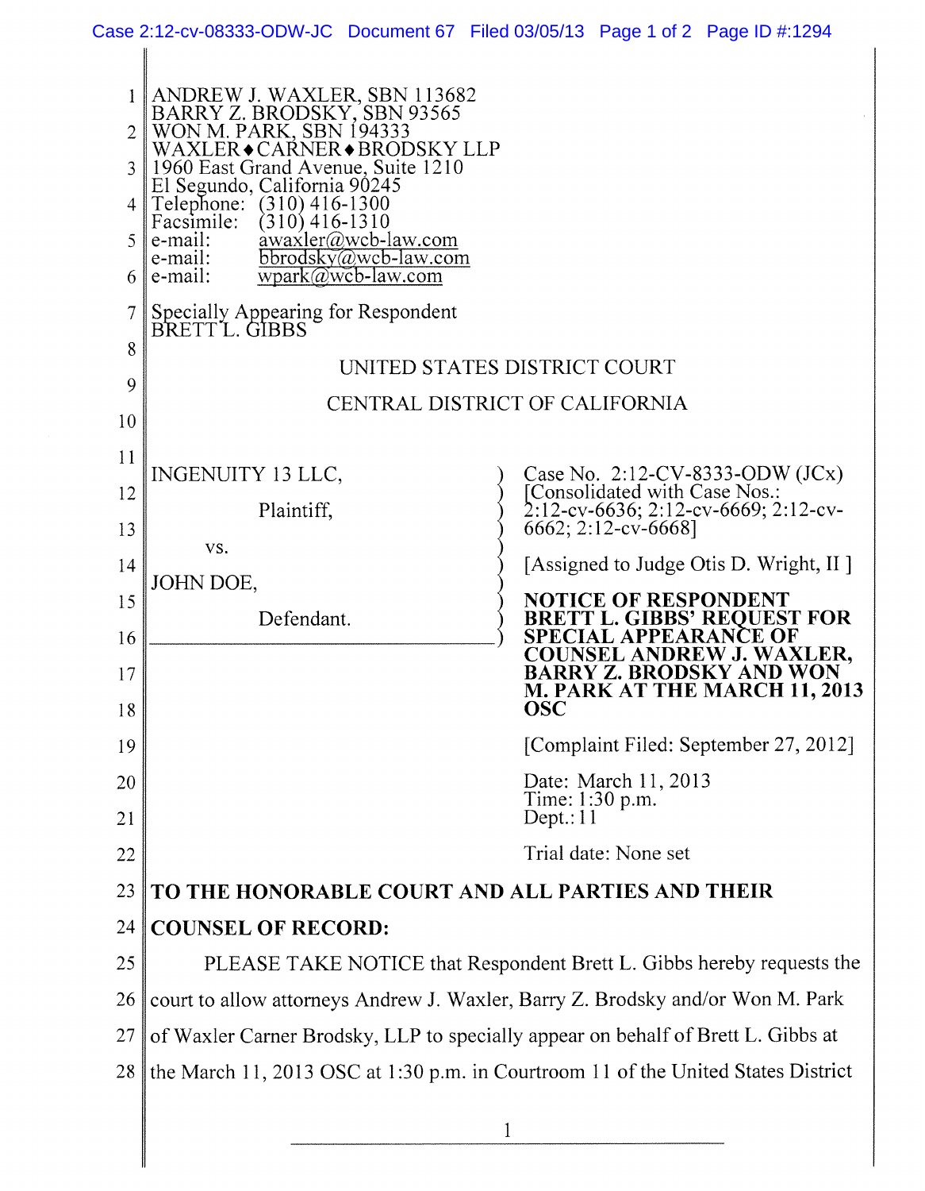ANDREW J. WAXLER, SBN 113682
BARRY Z. BRODSKY, SBN 93565
WON M. PARK, SBN 194333
WAXLER♦CARNER♦BRODSKY LLP
1960 East Grand Avenue, Suite 1210
El Segundo, California 90245
Telephone: (310) 416-1300
Facsimile: (310) 416-1310
e-mail: awaxler@wcb-law.com
e-mail: bbrodsky@wcb-law.com
e-mail: wpark@wcb-law.com

Specially Appearing for Respondent
BRETT L. GIBBS

UNITED STATES DISTRICT COURT

CENTRAL DISTRICT OF CALIFORNIA

INGENUITY 13 LLC,

Plaintiff,

vs.

JOHN DOE,

Defendant.

Case No. 2:12-CV-8333-ODW (JCx)
[Consolidated with Case Nos.: 2:12-cv-6636; 2:12-cv-6669; 2:12-cv-6662; 2:12-cv-6668]

[Assigned to Judge Otis D. Wright, II ]

**NOTICE OF RESPONDENT BRETT L. GIBBS' REQUEST FOR SPECIAL APPEARANCE OF COUNSEL ANDREW J. WAXLER, BARRY Z. BRODSKY AND WON M. PARK AT THE MARCH 11, 2013 OSC**

[Complaint Filed: September 27, 2012]

Date: March 11, 2013
Time: 1:30 p.m.
Dept.: 11

Trial date: None set

**TO THE HONORABLE COURT AND ALL PARTIES AND THEIR COUNSEL OF RECORD:**

PLEASE TAKE NOTICE that Respondent Brett L. Gibbs hereby requests the court to allow attorneys Andrew J. Waxler, Barry Z. Brodsky and/or Won M. Park of Waxler Carner Brodsky, LLP to specially appear on behalf of Brett L. Gibbs at the March 11, 2013 OSC at 1:30 p.m. in Courtroom 11 of the United States District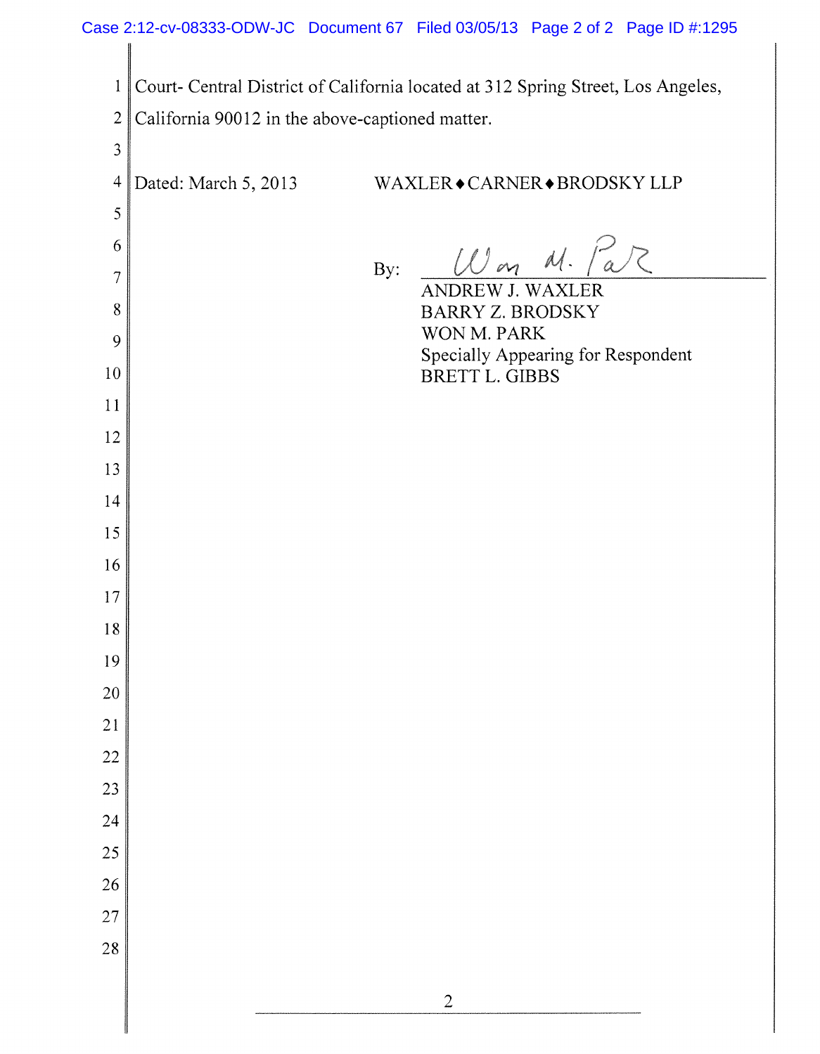Court- Central District of California located at 312 Spring Street, Los Angeles, California 90012 in the above-captioned matter.

Dated: March 5, 2013

WAXLER♦CARNER♦BRODSKY LLP

By: *Won M. Park*

ANDREW J. WAXLER
BARRY Z. BRODSKY
WON M. PARK
Specially Appearing for Respondent
BRETT L. GIBBS